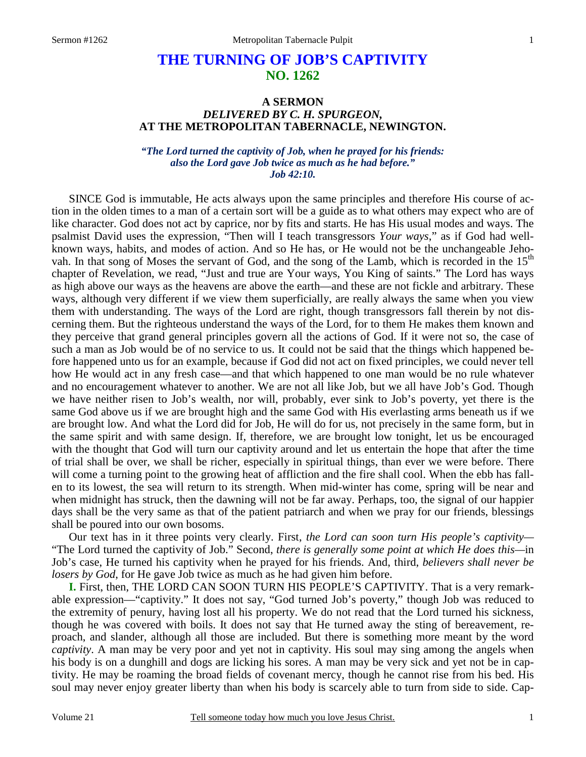# THE TURNING OF JOB'S CAPTIVITY
## NO. 1262

### A SERMON
### *DELIVERED BY C. H. SPURGEON,*
### AT THE METROPOLITAN TABERNACLE, NEWINGTON.

***"The Lord turned the captivity of Job, when he prayed for his friends: also the Lord gave Job twice as much as he had before." Job 42:10.***

SINCE God is immutable, He acts always upon the same principles and therefore His course of action in the olden times to a man of a certain sort will be a guide as to what others may expect who are of like character. God does not act by caprice, nor by fits and starts. He has His usual modes and ways. The psalmist David uses the expression, "Then will I teach transgressors *Your ways*," as if God had well-known ways, habits, and modes of action. And so He has, or He would not be the unchangeable Jehovah. In that song of Moses the servant of God, and the song of the Lamb, which is recorded in the 15th chapter of Revelation, we read, "Just and true are Your ways, You King of saints." The Lord has ways as high above our ways as the heavens are above the earth—and these are not fickle and arbitrary. These ways, although very different if we view them superficially, are really always the same when you view them with understanding. The ways of the Lord are right, though transgressors fall therein by not discerning them. But the righteous understand the ways of the Lord, for to them He makes them known and they perceive that grand general principles govern all the actions of God. If it were not so, the case of such a man as Job would be of no service to us. It could not be said that the things which happened before happened unto us for an example, because if God did not act on fixed principles, we could never tell how He would act in any fresh case—and that which happened to one man would be no rule whatever and no encouragement whatever to another. We are not all like Job, but we all have Job's God. Though we have neither risen to Job's wealth, nor will, probably, ever sink to Job's poverty, yet there is the same God above us if we are brought high and the same God with His everlasting arms beneath us if we are brought low. And what the Lord did for Job, He will do for us, not precisely in the same form, but in the same spirit and with same design. If, therefore, we are brought low tonight, let us be encouraged with the thought that God will turn our captivity around and let us entertain the hope that after the time of trial shall be over, we shall be richer, especially in spiritual things, than ever we were before. There will come a turning point to the growing heat of affliction and the fire shall cool. When the ebb has fallen to its lowest, the sea will return to its strength. When mid-winter has come, spring will be near and when midnight has struck, then the dawning will not be far away. Perhaps, too, the signal of our happier days shall be the very same as that of the patient patriarch and when we pray for our friends, blessings shall be poured into our own bosoms.

Our text has in it three points very clearly. First, *the Lord can soon turn His people's captivity*—"The Lord turned the captivity of Job." Second, *there is generally some point at which He does this*—in Job's case, He turned his captivity when he prayed for his friends. And, third, *believers shall never be losers by God*, for He gave Job twice as much as he had given him before.

**I.** First, then, THE LORD CAN SOON TURN HIS PEOPLE'S CAPTIVITY. That is a very remarkable expression—"captivity." It does not say, "God turned Job's poverty," though Job was reduced to the extremity of penury, having lost all his property. We do not read that the Lord turned his sickness, though he was covered with boils. It does not say that He turned away the sting of bereavement, reproach, and slander, although all those are included. But there is something more meant by the word *captivity*. A man may be very poor and yet not in captivity. His soul may sing among the angels when his body is on a dunghill and dogs are licking his sores. A man may be very sick and yet not be in captivity. He may be roaming the broad fields of covenant mercy, though he cannot rise from his bed. His soul may never enjoy greater liberty than when his body is scarcely able to turn from side to side. Cap-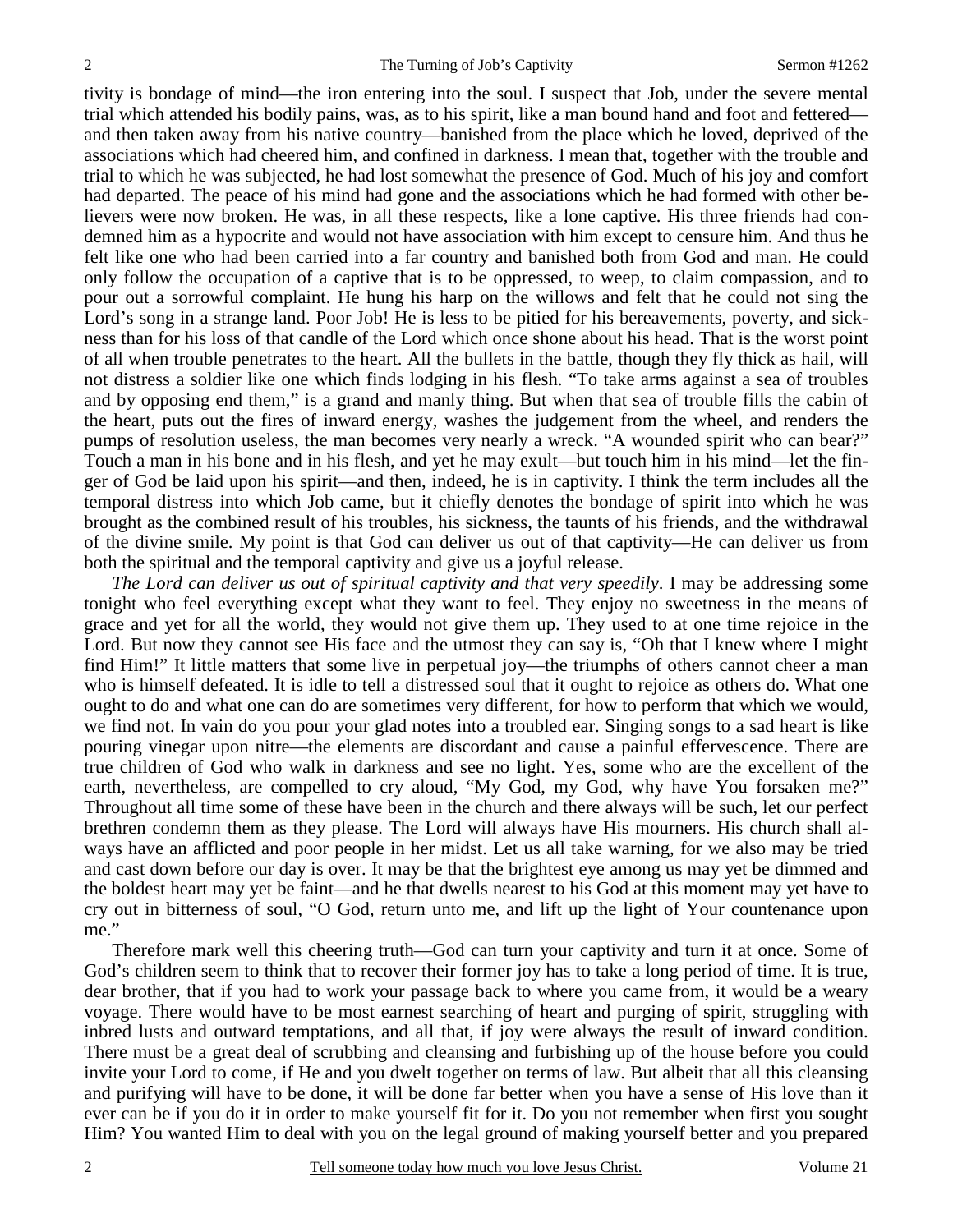tivity is bondage of mind—the iron entering into the soul. I suspect that Job, under the severe mental trial which attended his bodily pains, was, as to his spirit, like a man bound hand and foot and fettered—and then taken away from his native country—banished from the place which he loved, deprived of the associations which had cheered him, and confined in darkness. I mean that, together with the trouble and trial to which he was subjected, he had lost somewhat the presence of God. Much of his joy and comfort had departed. The peace of his mind had gone and the associations which he had formed with other believers were now broken. He was, in all these respects, like a lone captive. His three friends had condemned him as a hypocrite and would not have association with him except to censure him. And thus he felt like one who had been carried into a far country and banished both from God and man. He could only follow the occupation of a captive that is to be oppressed, to weep, to claim compassion, and to pour out a sorrowful complaint. He hung his harp on the willows and felt that he could not sing the Lord's song in a strange land. Poor Job! He is less to be pitied for his bereavements, poverty, and sickness than for his loss of that candle of the Lord which once shone about his head. That is the worst point of all when trouble penetrates to the heart. All the bullets in the battle, though they fly thick as hail, will not distress a soldier like one which finds lodging in his flesh. "To take arms against a sea of troubles and by opposing end them," is a grand and manly thing. But when that sea of trouble fills the cabin of the heart, puts out the fires of inward energy, washes the judgement from the wheel, and renders the pumps of resolution useless, the man becomes very nearly a wreck. "A wounded spirit who can bear?" Touch a man in his bone and in his flesh, and yet he may exult—but touch him in his mind—let the finger of God be laid upon his spirit—and then, indeed, he is in captivity. I think the term includes all the temporal distress into which Job came, but it chiefly denotes the bondage of spirit into which he was brought as the combined result of his troubles, his sickness, the taunts of his friends, and the withdrawal of the divine smile. My point is that God can deliver us out of that captivity—He can deliver us from both the spiritual and the temporal captivity and give us a joyful release.

*The Lord can deliver us out of spiritual captivity and that very speedily*. I may be addressing some tonight who feel everything except what they want to feel. They enjoy no sweetness in the means of grace and yet for all the world, they would not give them up. They used to at one time rejoice in the Lord. But now they cannot see His face and the utmost they can say is, "Oh that I knew where I might find Him!" It little matters that some live in perpetual joy—the triumphs of others cannot cheer a man who is himself defeated. It is idle to tell a distressed soul that it ought to rejoice as others do. What one ought to do and what one can do are sometimes very different, for how to perform that which we would, we find not. In vain do you pour your glad notes into a troubled ear. Singing songs to a sad heart is like pouring vinegar upon nitre—the elements are discordant and cause a painful effervescence. There are true children of God who walk in darkness and see no light. Yes, some who are the excellent of the earth, nevertheless, are compelled to cry aloud, "My God, my God, why have You forsaken me?" Throughout all time some of these have been in the church and there always will be such, let our perfect brethren condemn them as they please. The Lord will always have His mourners. His church shall always have an afflicted and poor people in her midst. Let us all take warning, for we also may be tried and cast down before our day is over. It may be that the brightest eye among us may yet be dimmed and the boldest heart may yet be faint—and he that dwells nearest to his God at this moment may yet have to cry out in bitterness of soul, "O God, return unto me, and lift up the light of Your countenance upon me."

Therefore mark well this cheering truth—God can turn your captivity and turn it at once. Some of God's children seem to think that to recover their former joy has to take a long period of time. It is true, dear brother, that if you had to work your passage back to where you came from, it would be a weary voyage. There would have to be most earnest searching of heart and purging of spirit, struggling with inbred lusts and outward temptations, and all that, if joy were always the result of inward condition. There must be a great deal of scrubbing and cleansing and furbishing up of the house before you could invite your Lord to come, if He and you dwelt together on terms of law. But albeit that all this cleansing and purifying will have to be done, it will be done far better when you have a sense of His love than it ever can be if you do it in order to make yourself fit for it. Do you not remember when first you sought Him? You wanted Him to deal with you on the legal ground of making yourself better and you prepared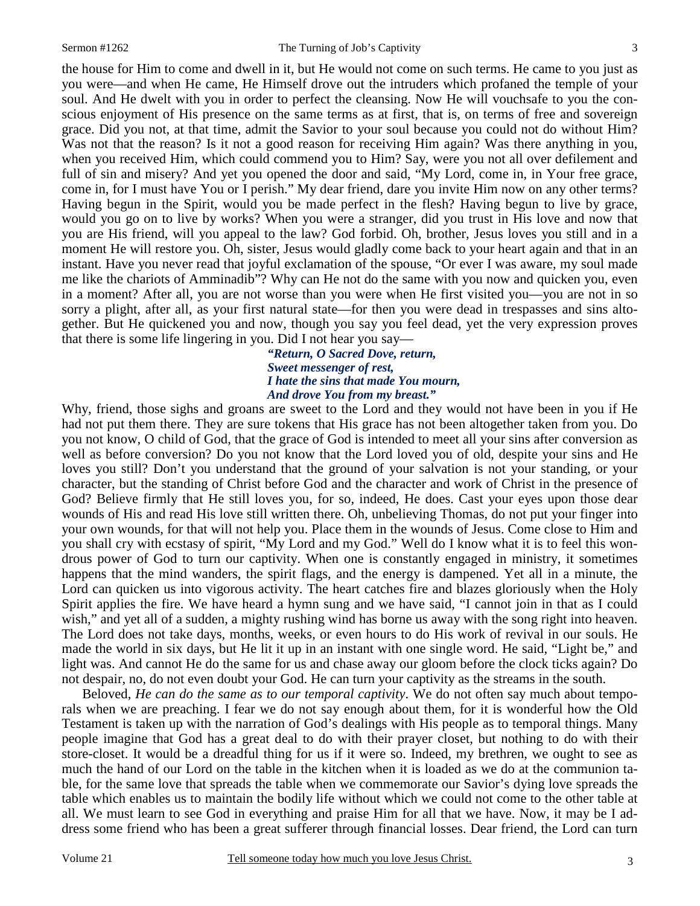the house for Him to come and dwell in it, but He would not come on such terms. He came to you just as you were—and when He came, He Himself drove out the intruders which profaned the temple of your soul. And He dwelt with you in order to perfect the cleansing. Now He will vouchsafe to you the conscious enjoyment of His presence on the same terms as at first, that is, on terms of free and sovereign grace. Did you not, at that time, admit the Savior to your soul because you could not do without Him? Was not that the reason? Is it not a good reason for receiving Him again? Was there anything in you, when you received Him, which could commend you to Him? Say, were you not all over defilement and full of sin and misery? And yet you opened the door and said, "My Lord, come in, in Your free grace, come in, for I must have You or I perish." My dear friend, dare you invite Him now on any other terms? Having begun in the Spirit, would you be made perfect in the flesh? Having begun to live by grace, would you go on to live by works? When you were a stranger, did you trust in His love and now that you are His friend, will you appeal to the law? God forbid. Oh, brother, Jesus loves you still and in a moment He will restore you. Oh, sister, Jesus would gladly come back to your heart again and that in an instant. Have you never read that joyful exclamation of the spouse, "Or ever I was aware, my soul made me like the chariots of Amminadib"? Why can He not do the same with you now and quicken you, even in a moment? After all, you are not worse than you were when He first visited you—you are not in so sorry a plight, after all, as your first natural state—for then you were dead in trespasses and sins altogether. But He quickened you and now, though you say you feel dead, yet the very expression proves that there is some life lingering in you. Did I not hear you say—

> *"Return, O Sacred Dove, return,*
> *Sweet messenger of rest,*
> *I hate the sins that made You mourn,*
> *And drove You from my breast."*

Why, friend, those sighs and groans are sweet to the Lord and they would not have been in you if He had not put them there. They are sure tokens that His grace has not been altogether taken from you. Do you not know, O child of God, that the grace of God is intended to meet all your sins after conversion as well as before conversion? Do you not know that the Lord loved you of old, despite your sins and He loves you still? Don't you understand that the ground of your salvation is not your standing, or your character, but the standing of Christ before God and the character and work of Christ in the presence of God? Believe firmly that He still loves you, for so, indeed, He does. Cast your eyes upon those dear wounds of His and read His love still written there. Oh, unbelieving Thomas, do not put your finger into your own wounds, for that will not help you. Place them in the wounds of Jesus. Come close to Him and you shall cry with ecstasy of spirit, "My Lord and my God." Well do I know what it is to feel this wondrous power of God to turn our captivity. When one is constantly engaged in ministry, it sometimes happens that the mind wanders, the spirit flags, and the energy is dampened. Yet all in a minute, the Lord can quicken us into vigorous activity. The heart catches fire and blazes gloriously when the Holy Spirit applies the fire. We have heard a hymn sung and we have said, "I cannot join in that as I could wish," and yet all of a sudden, a mighty rushing wind has borne us away with the song right into heaven. The Lord does not take days, months, weeks, or even hours to do His work of revival in our souls. He made the world in six days, but He lit it up in an instant with one single word. He said, "Light be," and light was. And cannot He do the same for us and chase away our gloom before the clock ticks again? Do not despair, no, do not even doubt your God. He can turn your captivity as the streams in the south.

Beloved, *He can do the same as to our temporal captivity*. We do not often say much about temporals when we are preaching. I fear we do not say enough about them, for it is wonderful how the Old Testament is taken up with the narration of God's dealings with His people as to temporal things. Many people imagine that God has a great deal to do with their prayer closet, but nothing to do with their store-closet. It would be a dreadful thing for us if it were so. Indeed, my brethren, we ought to see as much the hand of our Lord on the table in the kitchen when it is loaded as we do at the communion table, for the same love that spreads the table when we commemorate our Savior's dying love spreads the table which enables us to maintain the bodily life without which we could not come to the other table at all. We must learn to see God in everything and praise Him for all that we have. Now, it may be I address some friend who has been a great sufferer through financial losses. Dear friend, the Lord can turn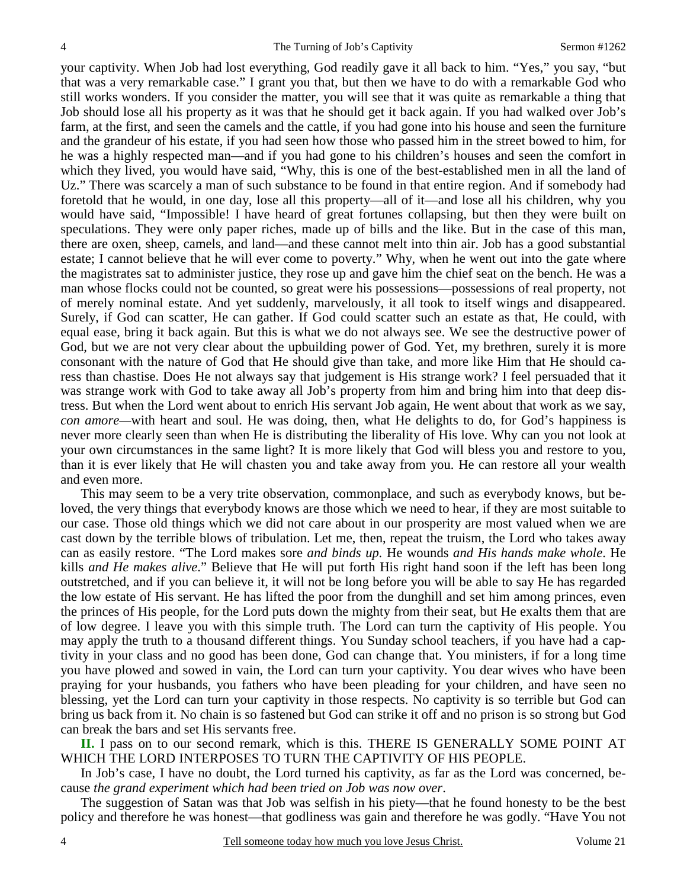your captivity. When Job had lost everything, God readily gave it all back to him. "Yes," you say, "but that was a very remarkable case." I grant you that, but then we have to do with a remarkable God who still works wonders. If you consider the matter, you will see that it was quite as remarkable a thing that Job should lose all his property as it was that he should get it back again. If you had walked over Job's farm, at the first, and seen the camels and the cattle, if you had gone into his house and seen the furniture and the grandeur of his estate, if you had seen how those who passed him in the street bowed to him, for he was a highly respected man—and if you had gone to his children's houses and seen the comfort in which they lived, you would have said, "Why, this is one of the best-established men in all the land of Uz." There was scarcely a man of such substance to be found in that entire region. And if somebody had foretold that he would, in one day, lose all this property—all of it—and lose all his children, why you would have said, "Impossible! I have heard of great fortunes collapsing, but then they were built on speculations. They were only paper riches, made up of bills and the like. But in the case of this man, there are oxen, sheep, camels, and land—and these cannot melt into thin air. Job has a good substantial estate; I cannot believe that he will ever come to poverty." Why, when he went out into the gate where the magistrates sat to administer justice, they rose up and gave him the chief seat on the bench. He was a man whose flocks could not be counted, so great were his possessions—possessions of real property, not of merely nominal estate. And yet suddenly, marvelously, it all took to itself wings and disappeared. Surely, if God can scatter, He can gather. If God could scatter such an estate as that, He could, with equal ease, bring it back again. But this is what we do not always see. We see the destructive power of God, but we are not very clear about the upbuilding power of God. Yet, my brethren, surely it is more consonant with the nature of God that He should give than take, and more like Him that He should caress than chastise. Does He not always say that judgement is His strange work? I feel persuaded that it was strange work with God to take away all Job's property from him and bring him into that deep distress. But when the Lord went about to enrich His servant Job again, He went about that work as we say, *con amore*—with heart and soul. He was doing, then, what He delights to do, for God's happiness is never more clearly seen than when He is distributing the liberality of His love. Why can you not look at your own circumstances in the same light? It is more likely that God will bless you and restore to you, than it is ever likely that He will chasten you and take away from you. He can restore all your wealth and even more.

This may seem to be a very trite observation, commonplace, and such as everybody knows, but beloved, the very things that everybody knows are those which we need to hear, if they are most suitable to our case. Those old things which we did not care about in our prosperity are most valued when we are cast down by the terrible blows of tribulation. Let me, then, repeat the truism, the Lord who takes away can as easily restore. "The Lord makes sore *and binds up*. He wounds *and His hands make whole*. He kills *and He makes alive*." Believe that He will put forth His right hand soon if the left has been long outstretched, and if you can believe it, it will not be long before you will be able to say He has regarded the low estate of His servant. He has lifted the poor from the dunghill and set him among princes, even the princes of His people, for the Lord puts down the mighty from their seat, but He exalts them that are of low degree. I leave you with this simple truth. The Lord can turn the captivity of His people. You may apply the truth to a thousand different things. You Sunday school teachers, if you have had a captivity in your class and no good has been done, God can change that. You ministers, if for a long time you have plowed and sowed in vain, the Lord can turn your captivity. You dear wives who have been praying for your husbands, you fathers who have been pleading for your children, and have seen no blessing, yet the Lord can turn your captivity in those respects. No captivity is so terrible but God can bring us back from it. No chain is so fastened but God can strike it off and no prison is so strong but God can break the bars and set His servants free.

**II.** I pass on to our second remark, which is this. THERE IS GENERALLY SOME POINT AT WHICH THE LORD INTERPOSES TO TURN THE CAPTIVITY OF HIS PEOPLE.

In Job's case, I have no doubt, the Lord turned his captivity, as far as the Lord was concerned, because *the grand experiment which had been tried on Job was now over*.

The suggestion of Satan was that Job was selfish in his piety—that he found honesty to be the best policy and therefore he was honest—that godliness was gain and therefore he was godly. "Have You not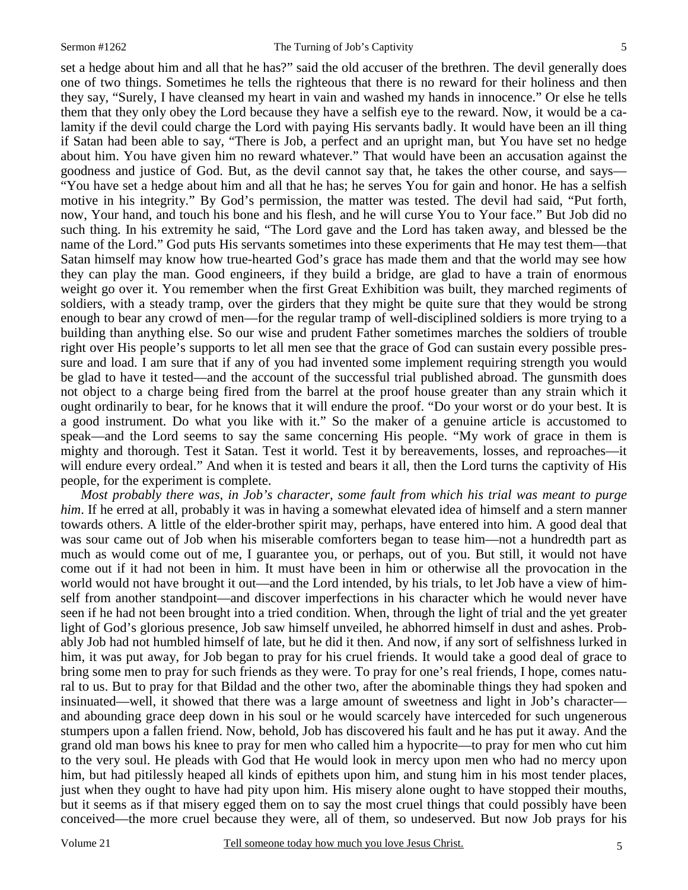set a hedge about him and all that he has?" said the old accuser of the brethren. The devil generally does one of two things. Sometimes he tells the righteous that there is no reward for their holiness and then they say, "Surely, I have cleansed my heart in vain and washed my hands in innocence." Or else he tells them that they only obey the Lord because they have a selfish eye to the reward. Now, it would be a calamity if the devil could charge the Lord with paying His servants badly. It would have been an ill thing if Satan had been able to say, "There is Job, a perfect and an upright man, but You have set no hedge about him. You have given him no reward whatever." That would have been an accusation against the goodness and justice of God. But, as the devil cannot say that, he takes the other course, and says—"You have set a hedge about him and all that he has; he serves You for gain and honor. He has a selfish motive in his integrity." By God's permission, the matter was tested. The devil had said, "Put forth, now, Your hand, and touch his bone and his flesh, and he will curse You to Your face." But Job did no such thing. In his extremity he said, "The Lord gave and the Lord has taken away, and blessed be the name of the Lord." God puts His servants sometimes into these experiments that He may test them—that Satan himself may know how true-hearted God's grace has made them and that the world may see how they can play the man. Good engineers, if they build a bridge, are glad to have a train of enormous weight go over it. You remember when the first Great Exhibition was built, they marched regiments of soldiers, with a steady tramp, over the girders that they might be quite sure that they would be strong enough to bear any crowd of men—for the regular tramp of well-disciplined soldiers is more trying to a building than anything else. So our wise and prudent Father sometimes marches the soldiers of trouble right over His people's supports to let all men see that the grace of God can sustain every possible pressure and load. I am sure that if any of you had invented some implement requiring strength you would be glad to have it tested—and the account of the successful trial published abroad. The gunsmith does not object to a charge being fired from the barrel at the proof house greater than any strain which it ought ordinarily to bear, for he knows that it will endure the proof. "Do your worst or do your best. It is a good instrument. Do what you like with it." So the maker of a genuine article is accustomed to speak—and the Lord seems to say the same concerning His people. "My work of grace in them is mighty and thorough. Test it Satan. Test it world. Test it by bereavements, losses, and reproaches—it will endure every ordeal." And when it is tested and bears it all, then the Lord turns the captivity of His people, for the experiment is complete.

*Most probably there was, in Job's character, some fault from which his trial was meant to purge him*. If he erred at all, probably it was in having a somewhat elevated idea of himself and a stern manner towards others. A little of the elder-brother spirit may, perhaps, have entered into him. A good deal that was sour came out of Job when his miserable comforters began to tease him—not a hundredth part as much as would come out of me, I guarantee you, or perhaps, out of you. But still, it would not have come out if it had not been in him. It must have been in him or otherwise all the provocation in the world would not have brought it out—and the Lord intended, by his trials, to let Job have a view of himself from another standpoint—and discover imperfections in his character which he would never have seen if he had not been brought into a tried condition. When, through the light of trial and the yet greater light of God's glorious presence, Job saw himself unveiled, he abhorred himself in dust and ashes. Probably Job had not humbled himself of late, but he did it then. And now, if any sort of selfishness lurked in him, it was put away, for Job began to pray for his cruel friends. It would take a good deal of grace to bring some men to pray for such friends as they were. To pray for one's real friends, I hope, comes natural to us. But to pray for that Bildad and the other two, after the abominable things they had spoken and insinuated—well, it showed that there was a large amount of sweetness and light in Job's character—and abounding grace deep down in his soul or he would scarcely have interceded for such ungenerous stumpers upon a fallen friend. Now, behold, Job has discovered his fault and he has put it away. And the grand old man bows his knee to pray for men who called him a hypocrite—to pray for men who cut him to the very soul. He pleads with God that He would look in mercy upon men who had no mercy upon him, but had pitilessly heaped all kinds of epithets upon him, and stung him in his most tender places, just when they ought to have had pity upon him. His misery alone ought to have stopped their mouths, but it seems as if that misery egged them on to say the most cruel things that could possibly have been conceived—the more cruel because they were, all of them, so undeserved. But now Job prays for his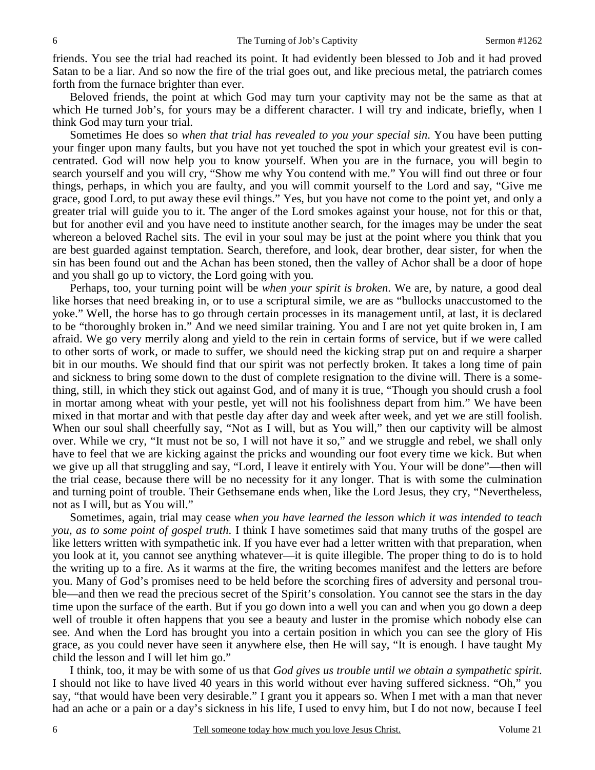friends. You see the trial had reached its point. It had evidently been blessed to Job and it had proved Satan to be a liar. And so now the fire of the trial goes out, and like precious metal, the patriarch comes forth from the furnace brighter than ever.

Beloved friends, the point at which God may turn your captivity may not be the same as that at which He turned Job's, for yours may be a different character. I will try and indicate, briefly, when I think God may turn your trial.

Sometimes He does so *when that trial has revealed to you your special sin*. You have been putting your finger upon many faults, but you have not yet touched the spot in which your greatest evil is concentrated. God will now help you to know yourself. When you are in the furnace, you will begin to search yourself and you will cry, "Show me why You contend with me." You will find out three or four things, perhaps, in which you are faulty, and you will commit yourself to the Lord and say, "Give me grace, good Lord, to put away these evil things." Yes, but you have not come to the point yet, and only a greater trial will guide you to it. The anger of the Lord smokes against your house, not for this or that, but for another evil and you have need to institute another search, for the images may be under the seat whereon a beloved Rachel sits. The evil in your soul may be just at the point where you think that you are best guarded against temptation. Search, therefore, and look, dear brother, dear sister, for when the sin has been found out and the Achan has been stoned, then the valley of Achor shall be a door of hope and you shall go up to victory, the Lord going with you.

Perhaps, too, your turning point will be *when your spirit is broken*. We are, by nature, a good deal like horses that need breaking in, or to use a scriptural simile, we are as "bullocks unaccustomed to the yoke." Well, the horse has to go through certain processes in its management until, at last, it is declared to be "thoroughly broken in." And we need similar training. You and I are not yet quite broken in, I am afraid. We go very merrily along and yield to the rein in certain forms of service, but if we were called to other sorts of work, or made to suffer, we should need the kicking strap put on and require a sharper bit in our mouths. We should find that our spirit was not perfectly broken. It takes a long time of pain and sickness to bring some down to the dust of complete resignation to the divine will. There is a something, still, in which they stick out against God, and of many it is true, "Though you should crush a fool in mortar among wheat with your pestle, yet will not his foolishness depart from him." We have been mixed in that mortar and with that pestle day after day and week after week, and yet we are still foolish. When our soul shall cheerfully say, "Not as I will, but as You will," then our captivity will be almost over. While we cry, "It must not be so, I will not have it so," and we struggle and rebel, we shall only have to feel that we are kicking against the pricks and wounding our foot every time we kick. But when we give up all that struggling and say, "Lord, I leave it entirely with You. Your will be done"—then will the trial cease, because there will be no necessity for it any longer. That is with some the culmination and turning point of trouble. Their Gethsemane ends when, like the Lord Jesus, they cry, "Nevertheless, not as I will, but as You will."

Sometimes, again, trial may cease *when you have learned the lesson which it was intended to teach you, as to some point of gospel truth*. I think I have sometimes said that many truths of the gospel are like letters written with sympathetic ink. If you have ever had a letter written with that preparation, when you look at it, you cannot see anything whatever—it is quite illegible. The proper thing to do is to hold the writing up to a fire. As it warms at the fire, the writing becomes manifest and the letters are before you. Many of God's promises need to be held before the scorching fires of adversity and personal trouble—and then we read the precious secret of the Spirit's consolation. You cannot see the stars in the day time upon the surface of the earth. But if you go down into a well you can and when you go down a deep well of trouble it often happens that you see a beauty and luster in the promise which nobody else can see. And when the Lord has brought you into a certain position in which you can see the glory of His grace, as you could never have seen it anywhere else, then He will say, "It is enough. I have taught My child the lesson and I will let him go."

I think, too, it may be with some of us that *God gives us trouble until we obtain a sympathetic spirit*. I should not like to have lived 40 years in this world without ever having suffered sickness. "Oh," you say, "that would have been very desirable." I grant you it appears so. When I met with a man that never had an ache or a pain or a day's sickness in his life, I used to envy him, but I do not now, because I feel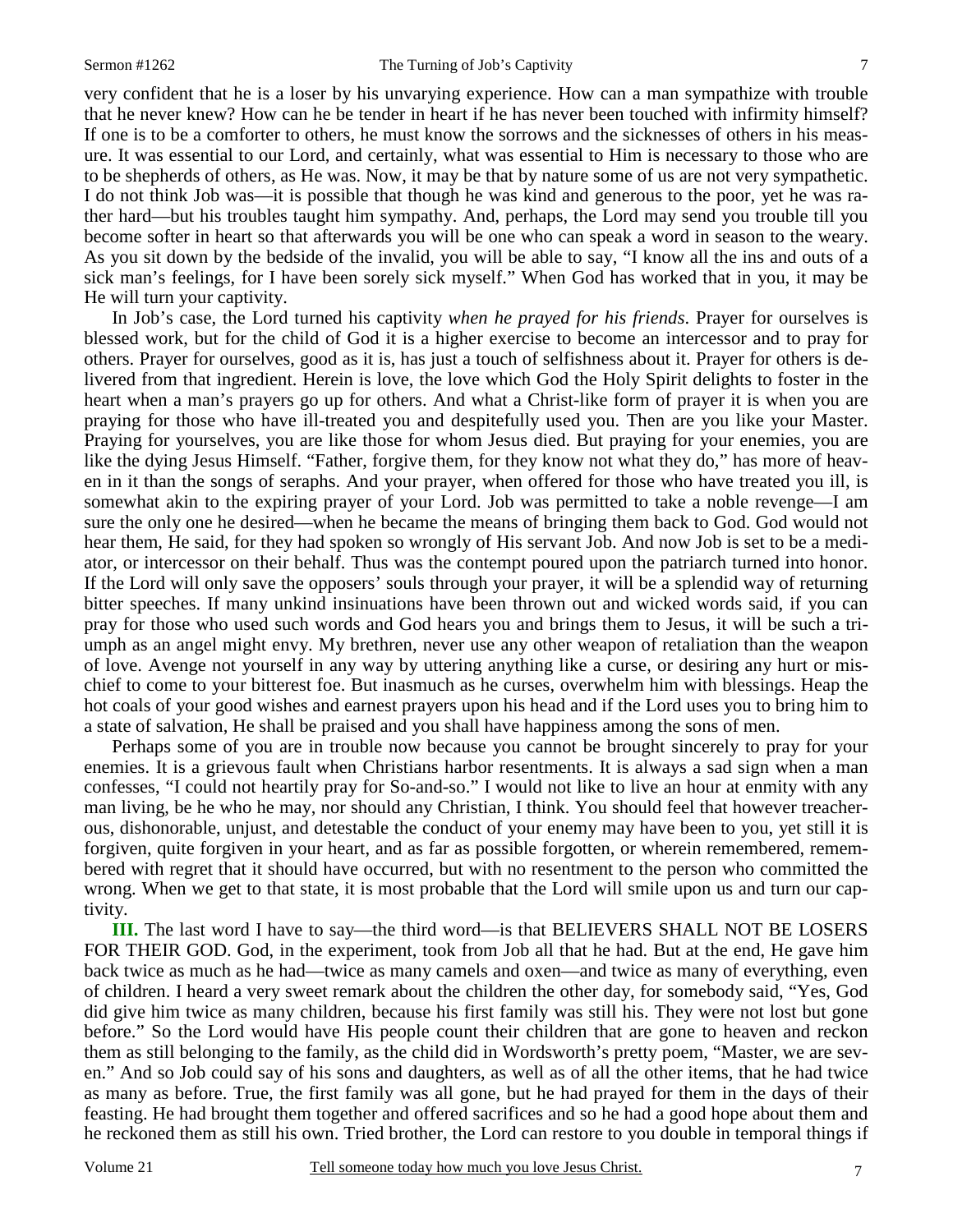very confident that he is a loser by his unvarying experience. How can a man sympathize with trouble that he never knew? How can he be tender in heart if he has never been touched with infirmity himself? If one is to be a comforter to others, he must know the sorrows and the sicknesses of others in his measure. It was essential to our Lord, and certainly, what was essential to Him is necessary to those who are to be shepherds of others, as He was. Now, it may be that by nature some of us are not very sympathetic. I do not think Job was—it is possible that though he was kind and generous to the poor, yet he was rather hard—but his troubles taught him sympathy. And, perhaps, the Lord may send you trouble till you become softer in heart so that afterwards you will be one who can speak a word in season to the weary. As you sit down by the bedside of the invalid, you will be able to say, "I know all the ins and outs of a sick man's feelings, for I have been sorely sick myself." When God has worked that in you, it may be He will turn your captivity.

In Job's case, the Lord turned his captivity *when he prayed for his friends*. Prayer for ourselves is blessed work, but for the child of God it is a higher exercise to become an intercessor and to pray for others. Prayer for ourselves, good as it is, has just a touch of selfishness about it. Prayer for others is delivered from that ingredient. Herein is love, the love which God the Holy Spirit delights to foster in the heart when a man's prayers go up for others. And what a Christ-like form of prayer it is when you are praying for those who have ill-treated you and despitefully used you. Then are you like your Master. Praying for yourselves, you are like those for whom Jesus died. But praying for your enemies, you are like the dying Jesus Himself. "Father, forgive them, for they know not what they do," has more of heaven in it than the songs of seraphs. And your prayer, when offered for those who have treated you ill, is somewhat akin to the expiring prayer of your Lord. Job was permitted to take a noble revenge—I am sure the only one he desired—when he became the means of bringing them back to God. God would not hear them, He said, for they had spoken so wrongly of His servant Job. And now Job is set to be a mediator, or intercessor on their behalf. Thus was the contempt poured upon the patriarch turned into honor. If the Lord will only save the opposers' souls through your prayer, it will be a splendid way of returning bitter speeches. If many unkind insinuations have been thrown out and wicked words said, if you can pray for those who used such words and God hears you and brings them to Jesus, it will be such a triumph as an angel might envy. My brethren, never use any other weapon of retaliation than the weapon of love. Avenge not yourself in any way by uttering anything like a curse, or desiring any hurt or mischief to come to your bitterest foe. But inasmuch as he curses, overwhelm him with blessings. Heap the hot coals of your good wishes and earnest prayers upon his head and if the Lord uses you to bring him to a state of salvation, He shall be praised and you shall have happiness among the sons of men.

Perhaps some of you are in trouble now because you cannot be brought sincerely to pray for your enemies. It is a grievous fault when Christians harbor resentments. It is always a sad sign when a man confesses, "I could not heartily pray for So-and-so." I would not like to live an hour at enmity with any man living, be he who he may, nor should any Christian, I think. You should feel that however treacherous, dishonorable, unjust, and detestable the conduct of your enemy may have been to you, yet still it is forgiven, quite forgiven in your heart, and as far as possible forgotten, or wherein remembered, remembered with regret that it should have occurred, but with no resentment to the person who committed the wrong. When we get to that state, it is most probable that the Lord will smile upon us and turn our captivity.

**III.** The last word I have to say—the third word—is that BELIEVERS SHALL NOT BE LOSERS FOR THEIR GOD. God, in the experiment, took from Job all that he had. But at the end, He gave him back twice as much as he had—twice as many camels and oxen—and twice as many of everything, even of children. I heard a very sweet remark about the children the other day, for somebody said, "Yes, God did give him twice as many children, because his first family was still his. They were not lost but gone before." So the Lord would have His people count their children that are gone to heaven and reckon them as still belonging to the family, as the child did in Wordsworth's pretty poem, "Master, we are seven." And so Job could say of his sons and daughters, as well as of all the other items, that he had twice as many as before. True, the first family was all gone, but he had prayed for them in the days of their feasting. He had brought them together and offered sacrifices and so he had a good hope about them and he reckoned them as still his own. Tried brother, the Lord can restore to you double in temporal things if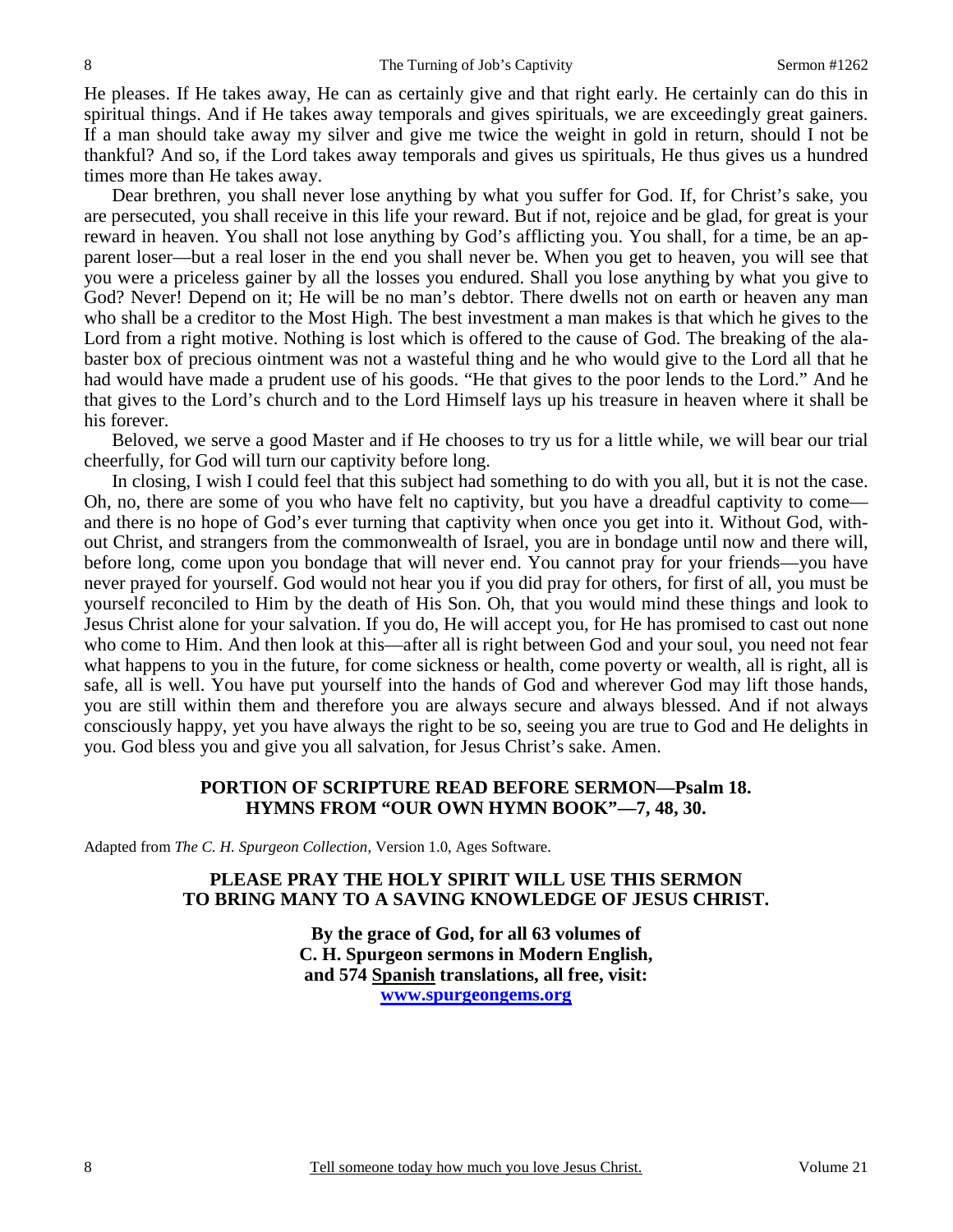He pleases. If He takes away, He can as certainly give and that right early. He certainly can do this in spiritual things. And if He takes away temporals and gives spirituals, we are exceedingly great gainers. If a man should take away my silver and give me twice the weight in gold in return, should I not be thankful? And so, if the Lord takes away temporals and gives us spirituals, He thus gives us a hundred times more than He takes away.

Dear brethren, you shall never lose anything by what you suffer for God. If, for Christ's sake, you are persecuted, you shall receive in this life your reward. But if not, rejoice and be glad, for great is your reward in heaven. You shall not lose anything by God's afflicting you. You shall, for a time, be an apparent loser—but a real loser in the end you shall never be. When you get to heaven, you will see that you were a priceless gainer by all the losses you endured. Shall you lose anything by what you give to God? Never! Depend on it; He will be no man's debtor. There dwells not on earth or heaven any man who shall be a creditor to the Most High. The best investment a man makes is that which he gives to the Lord from a right motive. Nothing is lost which is offered to the cause of God. The breaking of the alabaster box of precious ointment was not a wasteful thing and he who would give to the Lord all that he had would have made a prudent use of his goods. "He that gives to the poor lends to the Lord." And he that gives to the Lord's church and to the Lord Himself lays up his treasure in heaven where it shall be his forever.

Beloved, we serve a good Master and if He chooses to try us for a little while, we will bear our trial cheerfully, for God will turn our captivity before long.

In closing, I wish I could feel that this subject had something to do with you all, but it is not the case. Oh, no, there are some of you who have felt no captivity, but you have a dreadful captivity to come—and there is no hope of God's ever turning that captivity when once you get into it. Without God, without Christ, and strangers from the commonwealth of Israel, you are in bondage until now and there will, before long, come upon you bondage that will never end. You cannot pray for your friends—you have never prayed for yourself. God would not hear you if you did pray for others, for first of all, you must be yourself reconciled to Him by the death of His Son. Oh, that you would mind these things and look to Jesus Christ alone for your salvation. If you do, He will accept you, for He has promised to cast out none who come to Him. And then look at this—after all is right between God and your soul, you need not fear what happens to you in the future, for come sickness or health, come poverty or wealth, all is right, all is safe, all is well. You have put yourself into the hands of God and wherever God may lift those hands, you are still within them and therefore you are always secure and always blessed. And if not always consciously happy, yet you have always the right to be so, seeing you are true to God and He delights in you. God bless you and give you all salvation, for Jesus Christ's sake. Amen.

**PORTION OF SCRIPTURE READ BEFORE SERMON—Psalm 18.**
**HYMNS FROM "OUR OWN HYMN BOOK"—7, 48, 30.**

Adapted from *The C. H. Spurgeon Collection*, Version 1.0, Ages Software.

**PLEASE PRAY THE HOLY SPIRIT WILL USE THIS SERMON TO BRING MANY TO A SAVING KNOWLEDGE OF JESUS CHRIST.**

**By the grace of God, for all 63 volumes of C. H. Spurgeon sermons in Modern English, and 574 Spanish translations, all free, visit: www.spurgeongems.org**

Tell someone today how much you love Jesus Christ.